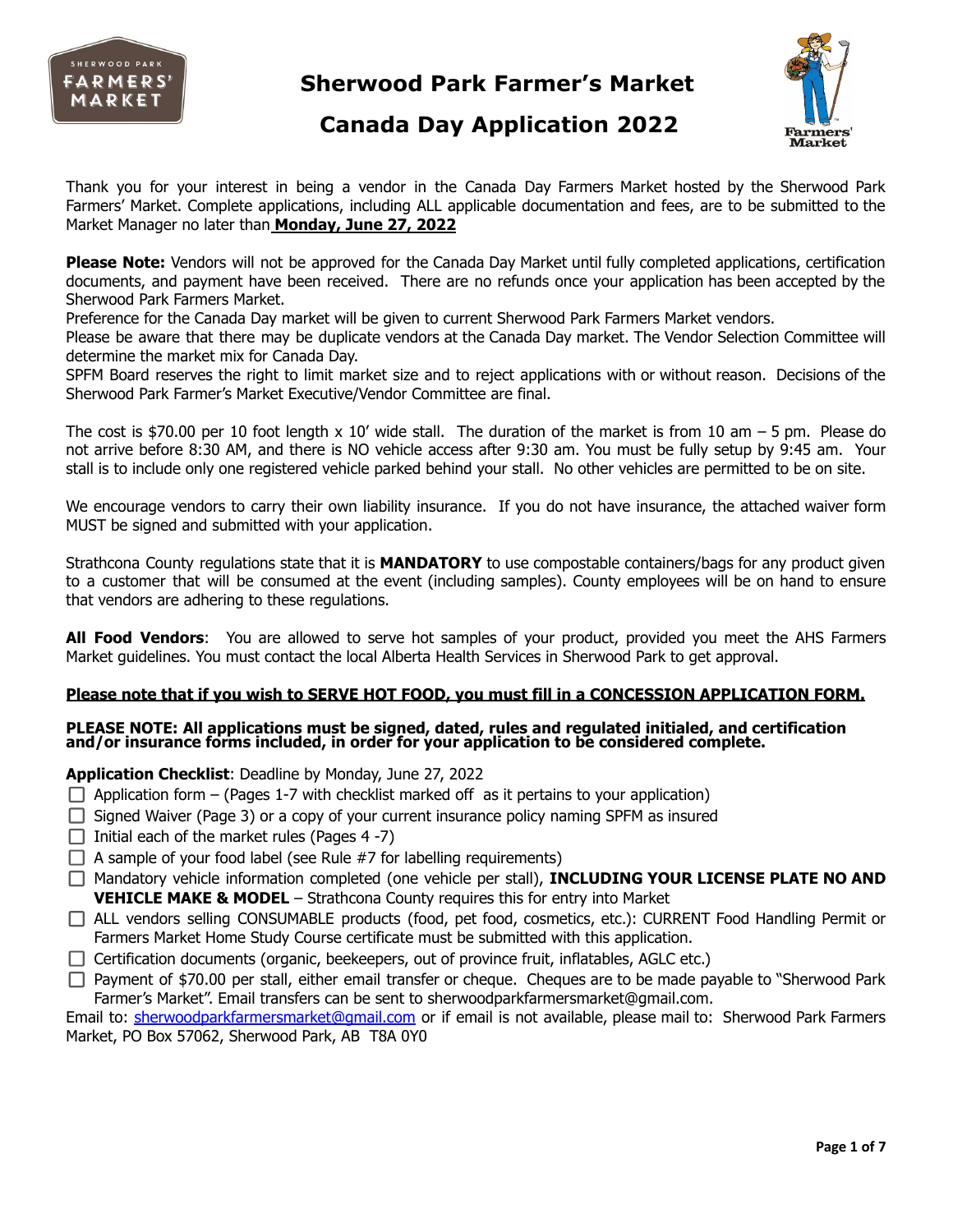# Sherwood Park Farmer's Market

# Canada Day Application 2022

Thank you for your interest in being a vendor in the Canada Day Farmers Market hosted by the Sherwood Park Farmers' Market. Complete applications, including ALL applicable documentation and fees, are to be submitted to the Market Manager no later than **Monday, June 27, 2022**

**Please Note:** Vendors will not be approved for the Canada Day Market until fully completed applications, certification documents, and payment have been received. There are no refunds once your application has been accepted by the Sherwood Park Farmers Market.

Preference for the Canada Day market will be given to current Sherwood Park Farmers Market vendors.

Please be aware that there may be duplicate vendors at the Canada Day market. The Vendor Selection Committee will determine the market mix for Canada Day.

SPFM Board reserves the right to limit market size and to reject applications with or without reason. Decisions of the Sherwood Park Farmer's Market Executive/Vendor Committee are final.

The cost is $70.00 per 10 foot length x 10' wide stall. The duration of the market is from 10 am – 5 pm. Please do not arrive before 8:30 AM, and there is NO vehicle access after 9:30 am. You must be fully setup by 9:45 am. Your stall is to include only one registered vehicle parked behind your stall. No other vehicles are permitted to be on site.

We encourage vendors to carry their own liability insurance. If you do not have insurance, the attached waiver form MUST be signed and submitted with your application.

Strathcona County regulations state that it is **MANDATORY** to use compostable containers/bags for any product given to a customer that will be consumed at the event (including samples). County employees will be on hand to ensure that vendors are adhering to these regulations.

**All Food Vendors**: You are allowed to serve hot samples of your product, provided you meet the AHS Farmers Market guidelines. You must contact the local Alberta Health Services in Sherwood Park to get approval.

**Please note that if you wish to SERVE HOT FOOD, you must fill in a CONCESSION APPLICATION FORM.**

**PLEASE NOTE: All applications must be signed, dated, rules and regulated initialed, and certification and/or insurance forms included, in order for your application to be considered complete.**

**Application Checklist**: Deadline by Monday, June 27, 2022

- ☐ Application form – (Pages 1-7 with checklist marked off as it pertains to your application)
- ☐ Signed Waiver (Page 3) or a copy of your current insurance policy naming SPFM as insured
- ☐ Initial each of the market rules (Pages 4 -7)
- ☐ A sample of your food label (see Rule #7 for labelling requirements)
- ☐ Mandatory vehicle information completed (one vehicle per stall), **INCLUDING YOUR LICENSE PLATE NO AND VEHICLE MAKE & MODEL** – Strathcona County requires this for entry into Market
- ☐ ALL vendors selling CONSUMABLE products (food, pet food, cosmetics, etc.): CURRENT Food Handling Permit or Farmers Market Home Study Course certificate must be submitted with this application.
- ☐ Certification documents (organic, beekeepers, out of province fruit, inflatables, AGLC etc.)
- ☐ Payment of $70.00 per stall, either email transfer or cheque. Cheques are to be made payable to "Sherwood Park Farmer's Market". Email transfers can be sent to sherwoodparkfarmersmarket@gmail.com.

Email to: sherwoodparkfarmersmarket@gmail.com or if email is not available, please mail to: Sherwood Park Farmers Market, PO Box 57062, Sherwood Park, AB T8A 0Y0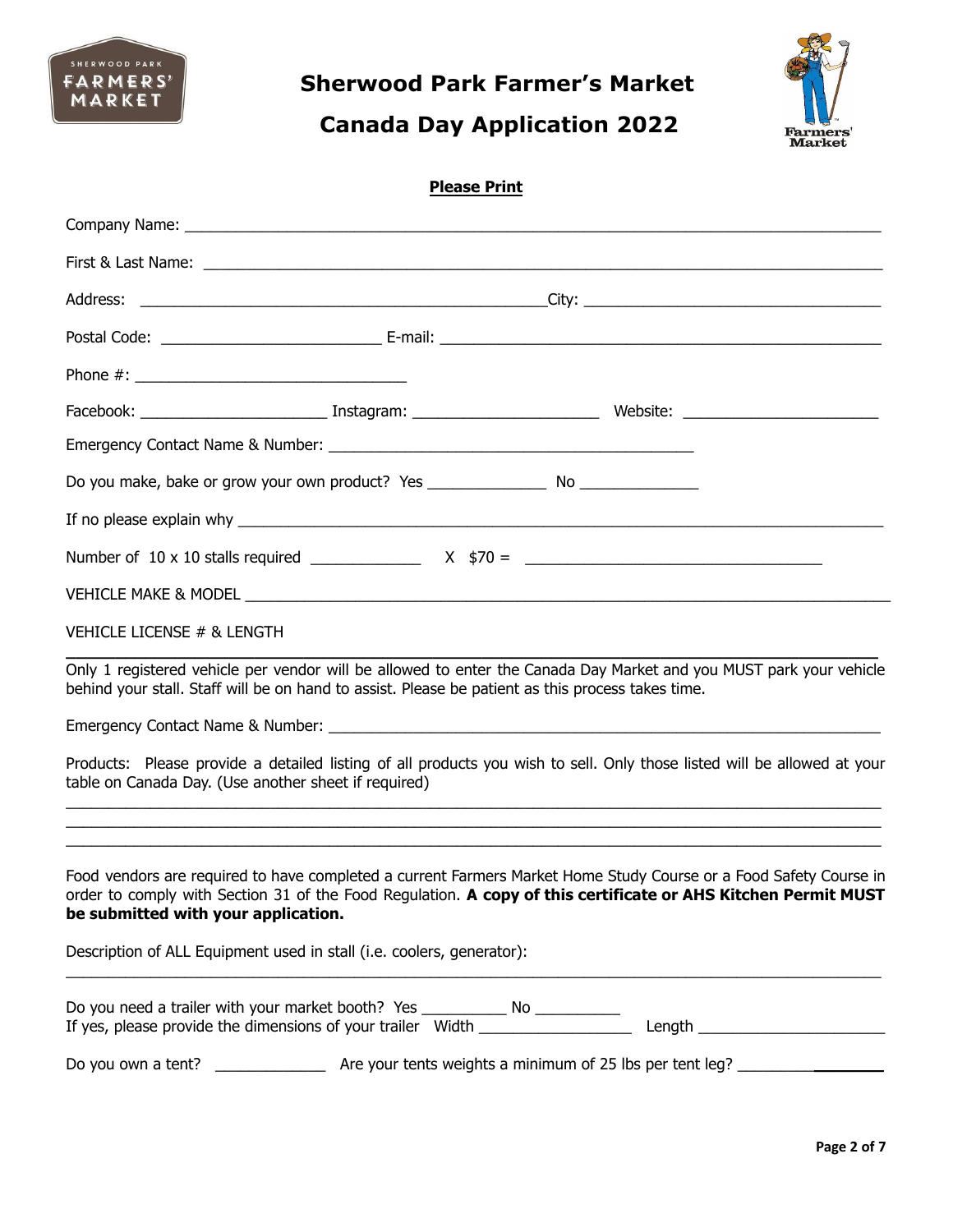# Sherwood Park Farmer's Market

## Canada Day Application 2022

**Please Print**

Company Name: ______________________________________________________________________________

First & Last Name: ____________________________________________________________________________

Address: _____________________________________________City: ________________________________

Postal Code: ________________________ E-mail: ________________________________________________

Phone #: ______________________________

Facebook: ____________________ Instagram: ____________________ Website: _____________________

Emergency Contact Name & Number: ________________________________________

Do you make, bake or grow your own product? Yes _____________ No _____________

If no please explain why _______________________________________________________________________

Number of 10 x 10 stalls required ____________ X $70 = _________________________________

VEHICLE MAKE & MODEL ________________________________________________________________________

VEHICLE LICENSE # & LENGTH

Only 1 registered vehicle per vendor will be allowed to enter the Canada Day Market and you MUST park your vehicle behind your stall. Staff will be on hand to assist. Please be patient as this process takes time.

Emergency Contact Name & Number: ________________________________________________________________

Products: Please provide a detailed listing of all products you wish to sell. Only those listed will be allowed at your table on Canada Day. (Use another sheet if required)

____________________________________________________________________________________________

____________________________________________________________________________________________

____________________________________________________________________________________________

Food vendors are required to have completed a current Farmers Market Home Study Course or a Food Safety Course in order to comply with Section 31 of the Food Regulation. **A copy of this certificate or AHS Kitchen Permit MUST be submitted with your application.**

Description of ALL Equipment used in stall (i.e. coolers, generator):

____________________________________________________________________________________________

Do you need a trailer with your market booth? Yes __________ No __________
If yes, please provide the dimensions of your trailer Width _________________ Length _____________________

Do you own a tent? ____________ Are your tents weights a minimum of 25 lbs per tent leg? _________________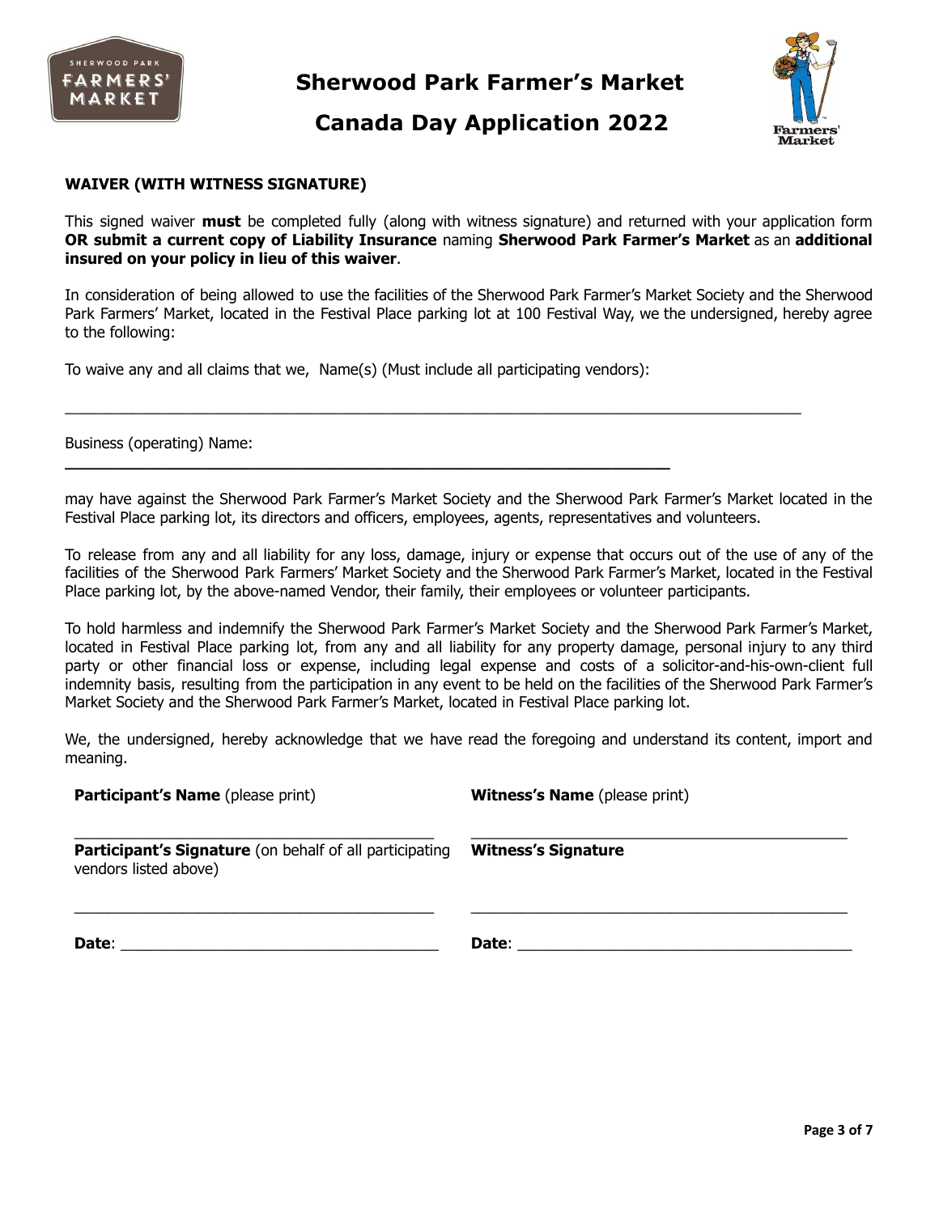# Sherwood Park Farmer's Market

# Canada Day Application 2022

**WAIVER (WITH WITNESS SIGNATURE)**

This signed waiver **must** be completed fully (along with witness signature) and returned with your application form **OR submit a current copy of Liability Insurance** naming **Sherwood Park Farmer's Market** as an **additional insured on your policy in lieu of this waiver**.

In consideration of being allowed to use the facilities of the Sherwood Park Farmer's Market Society and the Sherwood Park Farmers' Market, located in the Festival Place parking lot at 100 Festival Way, we the undersigned, hereby agree to the following:

To waive any and all claims that we, Name(s) (Must include all participating vendors):

\_\_\_\_\_\_\_\_\_\_\_\_\_\_\_\_\_\_\_\_\_\_\_\_\_\_\_\_\_\_\_\_\_\_\_\_\_\_\_\_\_\_\_\_\_\_\_\_\_\_\_\_\_\_\_\_\_\_\_\_\_\_\_\_\_\_\_\_\_\_

Business (operating) Name:

\_\_\_\_\_\_\_\_\_\_\_\_\_\_\_\_\_\_\_\_\_\_\_\_\_\_\_\_\_\_\_\_\_\_\_\_\_\_\_\_\_\_\_\_\_\_\_\_\_\_\_\_\_\_\_\_

may have against the Sherwood Park Farmer's Market Society and the Sherwood Park Farmer's Market located in the Festival Place parking lot, its directors and officers, employees, agents, representatives and volunteers.

To release from any and all liability for any loss, damage, injury or expense that occurs out of the use of any of the facilities of the Sherwood Park Farmers' Market Society and the Sherwood Park Farmer's Market, located in the Festival Place parking lot, by the above-named Vendor, their family, their employees or volunteer participants.

To hold harmless and indemnify the Sherwood Park Farmer's Market Society and the Sherwood Park Farmer's Market, located in Festival Place parking lot, from any and all liability for any property damage, personal injury to any third party or other financial loss or expense, including legal expense and costs of a solicitor-and-his-own-client full indemnity basis, resulting from the participation in any event to be held on the facilities of the Sherwood Park Farmer's Market Society and the Sherwood Park Farmer's Market, located in Festival Place parking lot.

We, the undersigned, hereby acknowledge that we have read the foregoing and understand its content, import and meaning.

| | |
|---|---|
| **Participant's Name** (please print) | **Witness's Name** (please print) |
| \_\_\_\_\_\_\_\_\_\_\_\_\_\_\_\_\_\_\_\_\_\_\_\_\_\_\_\_\_\_\_\_\_\_\_\_ | \_\_\_\_\_\_\_\_\_\_\_\_\_\_\_\_\_\_\_\_\_\_\_\_\_\_\_\_\_\_\_\_\_\_\_\_ |
| **Participant's Signature** (on behalf of all participating vendors listed above) | **Witness's Signature** |
| \_\_\_\_\_\_\_\_\_\_\_\_\_\_\_\_\_\_\_\_\_\_\_\_\_\_\_\_\_\_\_\_\_\_\_\_ | \_\_\_\_\_\_\_\_\_\_\_\_\_\_\_\_\_\_\_\_\_\_\_\_\_\_\_\_\_\_\_\_\_\_\_\_ |
| **Date**: \_\_\_\_\_\_\_\_\_\_\_\_\_\_\_\_\_\_\_\_\_\_\_\_\_\_\_\_\_\_ | **Date**: \_\_\_\_\_\_\_\_\_\_\_\_\_\_\_\_\_\_\_\_\_\_\_\_\_\_\_\_\_\_ |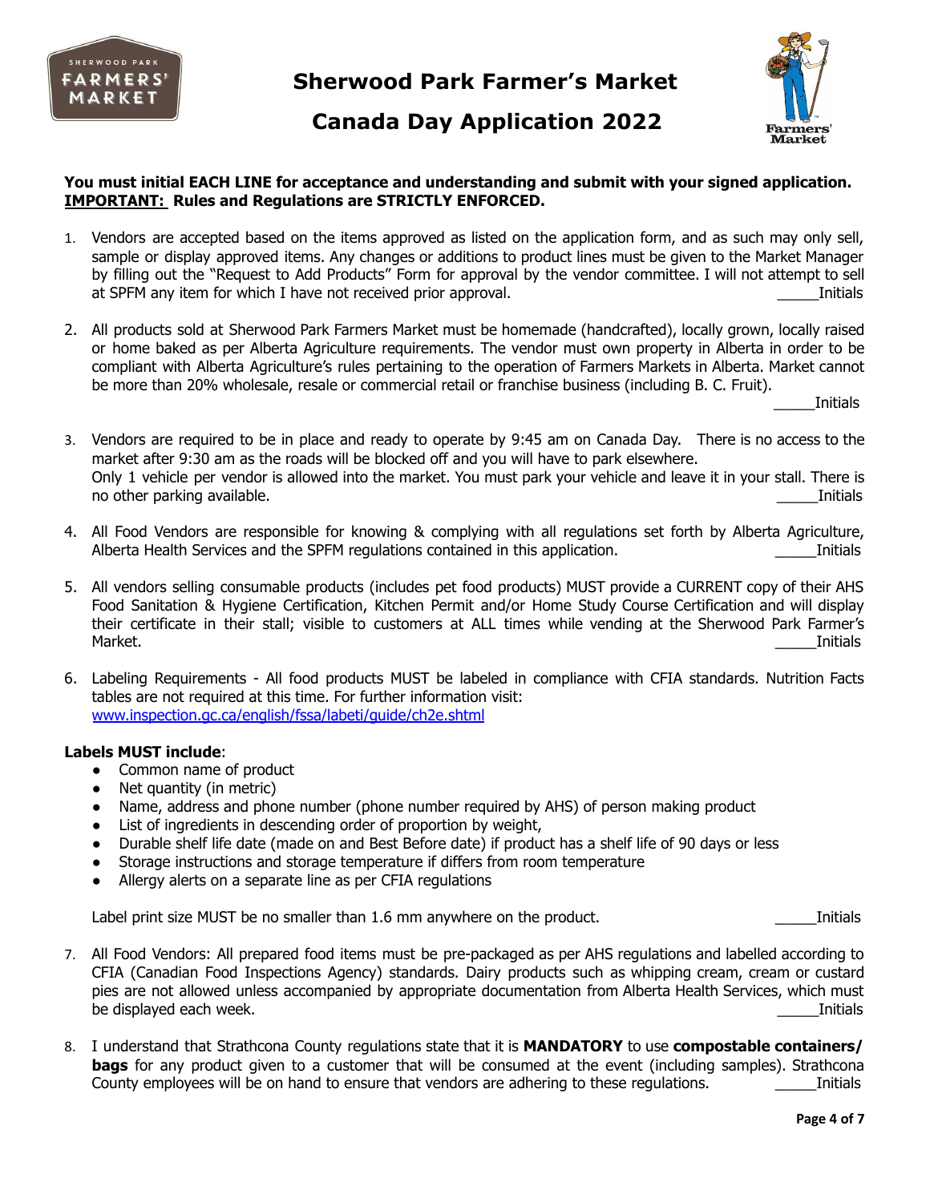# Sherwood Park Farmer's Market

# Canada Day Application 2022

**You must initial EACH LINE for acceptance and understanding and submit with your signed application. <u>IMPORTANT:</u> Rules and Regulations are STRICTLY ENFORCED.**

1. Vendors are accepted based on the items approved as listed on the application form, and as such may only sell, sample or display approved items. Any changes or additions to product lines must be given to the Market Manager by filling out the "Request to Add Products" Form for approval by the vendor committee. I will not attempt to sell at SPFM any item for which I have not received prior approval. _____Initials

2. All products sold at Sherwood Park Farmers Market must be homemade (handcrafted), locally grown, locally raised or home baked as per Alberta Agriculture requirements. The vendor must own property in Alberta in order to be compliant with Alberta Agriculture's rules pertaining to the operation of Farmers Markets in Alberta. Market cannot be more than 20% wholesale, resale or commercial retail or franchise business (including B. C. Fruit). _____Initials

3. Vendors are required to be in place and ready to operate by 9:45 am on Canada Day. There is no access to the market after 9:30 am as the roads will be blocked off and you will have to park elsewhere. Only 1 vehicle per vendor is allowed into the market. You must park your vehicle and leave it in your stall. There is no other parking available. _____Initials

4. All Food Vendors are responsible for knowing & complying with all regulations set forth by Alberta Agriculture, Alberta Health Services and the SPFM regulations contained in this application. _____Initials

5. All vendors selling consumable products (includes pet food products) MUST provide a CURRENT copy of their AHS Food Sanitation & Hygiene Certification, Kitchen Permit and/or Home Study Course Certification and will display their certificate in their stall; visible to customers at ALL times while vending at the Sherwood Park Farmer's Market. _____Initials

6. Labeling Requirements - All food products MUST be labeled in compliance with CFIA standards. Nutrition Facts tables are not required at this time. For further information visit: [www.inspection.gc.ca/english/fssa/labeti/guide/ch2e.shtml](www.inspection.gc.ca/english/fssa/labeti/guide/ch2e.shtml)

**Labels MUST include**:

- Common name of product
- Net quantity (in metric)
- Name, address and phone number (phone number required by AHS) of person making product
- List of ingredients in descending order of proportion by weight,
- Durable shelf life date (made on and Best Before date) if product has a shelf life of 90 days or less
- Storage instructions and storage temperature if differs from room temperature
- Allergy alerts on a separate line as per CFIA regulations

Label print size MUST be no smaller than 1.6 mm anywhere on the product. _____Initials

7. All Food Vendors: All prepared food items must be pre-packaged as per AHS regulations and labelled according to CFIA (Canadian Food Inspections Agency) standards. Dairy products such as whipping cream, cream or custard pies are not allowed unless accompanied by appropriate documentation from Alberta Health Services, which must be displayed each week. _____Initials

8. I understand that Strathcona County regulations state that it is **MANDATORY** to use **compostable containers/ bags** for any product given to a customer that will be consumed at the event (including samples). Strathcona County employees will be on hand to ensure that vendors are adhering to these regulations. _____Initials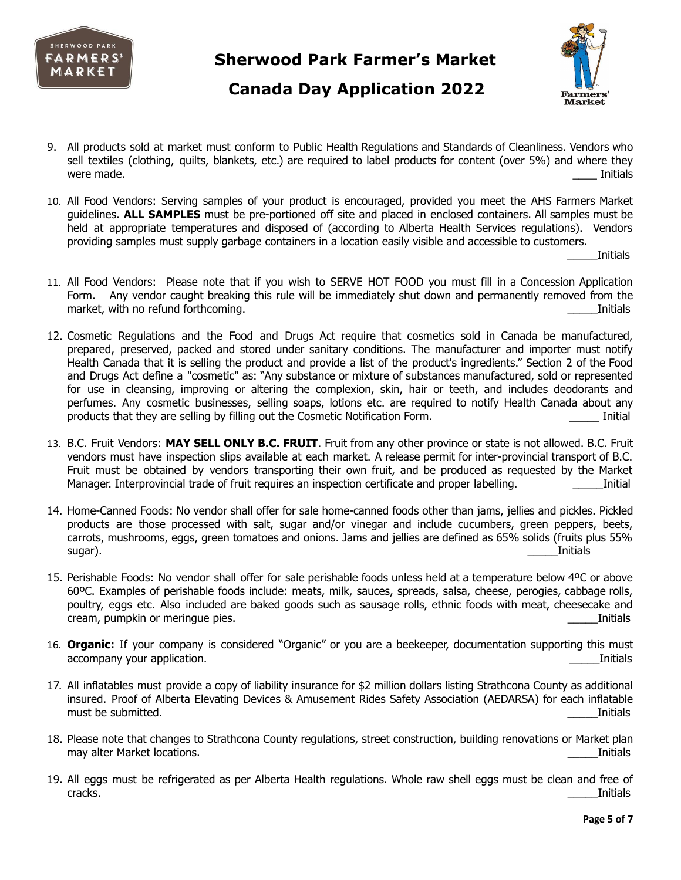# Sherwood Park Farmer's Market

# Canada Day Application 2022

9. All products sold at market must conform to Public Health Regulations and Standards of Cleanliness. Vendors who sell textiles (clothing, quilts, blankets, etc.) are required to label products for content (over 5%) and where they were made. ____ Initials

10. All Food Vendors: Serving samples of your product is encouraged, provided you meet the AHS Farmers Market guidelines. **ALL SAMPLES** must be pre-portioned off site and placed in enclosed containers. All samples must be held at appropriate temperatures and disposed of (according to Alberta Health Services regulations). Vendors providing samples must supply garbage containers in a location easily visible and accessible to customers. _____Initials

11. All Food Vendors: Please note that if you wish to SERVE HOT FOOD you must fill in a Concession Application Form. Any vendor caught breaking this rule will be immediately shut down and permanently removed from the market, with no refund forthcoming. _____Initials

12. Cosmetic Regulations and the Food and Drugs Act require that cosmetics sold in Canada be manufactured, prepared, preserved, packed and stored under sanitary conditions. The manufacturer and importer must notify Health Canada that it is selling the product and provide a list of the product's ingredients." Section 2 of the Food and Drugs Act define a "cosmetic" as: "Any substance or mixture of substances manufactured, sold or represented for use in cleansing, improving or altering the complexion, skin, hair or teeth, and includes deodorants and perfumes. Any cosmetic businesses, selling soaps, lotions etc. are required to notify Health Canada about any products that they are selling by filling out the Cosmetic Notification Form. _____ Initial

13. B.C. Fruit Vendors: **MAY SELL ONLY B.C. FRUIT**. Fruit from any other province or state is not allowed. B.C. Fruit vendors must have inspection slips available at each market. A release permit for inter-provincial transport of B.C. Fruit must be obtained by vendors transporting their own fruit, and be produced as requested by the Market Manager. Interprovincial trade of fruit requires an inspection certificate and proper labelling. _____Initial

14. Home-Canned Foods: No vendor shall offer for sale home-canned foods other than jams, jellies and pickles. Pickled products are those processed with salt, sugar and/or vinegar and include cucumbers, green peppers, beets, carrots, mushrooms, eggs, green tomatoes and onions. Jams and jellies are defined as 65% solids (fruits plus 55% sugar). _____Initials

15. Perishable Foods: No vendor shall offer for sale perishable foods unless held at a temperature below 4ºC or above 60ºC. Examples of perishable foods include: meats, milk, sauces, spreads, salsa, cheese, perogies, cabbage rolls, poultry, eggs etc. Also included are baked goods such as sausage rolls, ethnic foods with meat, cheesecake and cream, pumpkin or meringue pies. _____Initials

16. **Organic:** If your company is considered "Organic" or you are a beekeeper, documentation supporting this must accompany your application. _____Initials

17. All inflatables must provide a copy of liability insurance for $2 million dollars listing Strathcona County as additional insured. Proof of Alberta Elevating Devices & Amusement Rides Safety Association (AEDARSA) for each inflatable must be submitted. _____Initials

18. Please note that changes to Strathcona County regulations, street construction, building renovations or Market plan may alter Market locations. _____Initials

19. All eggs must be refrigerated as per Alberta Health regulations. Whole raw shell eggs must be clean and free of cracks. _____Initials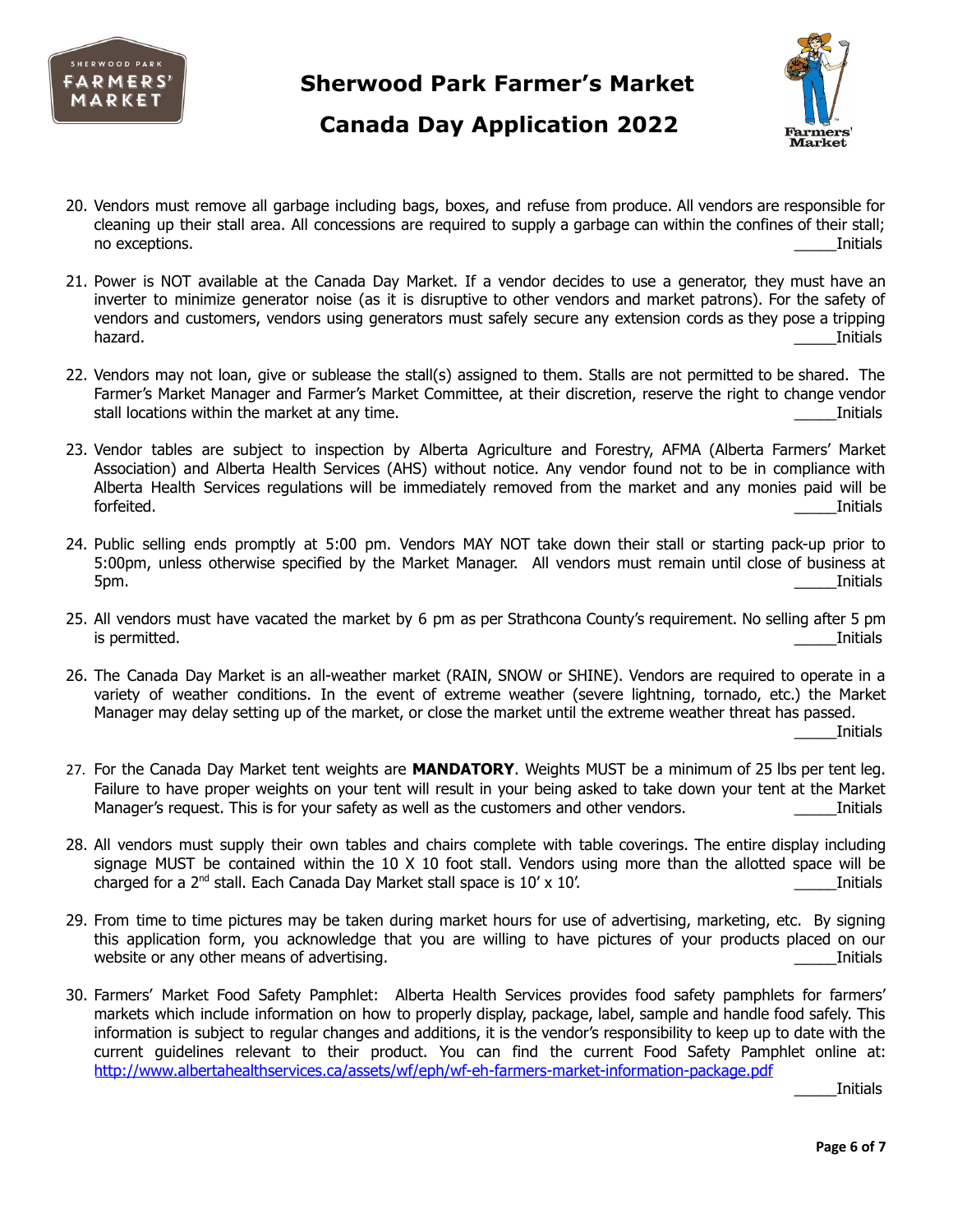# Sherwood Park Farmer's Market

## Canada Day Application 2022

20. Vendors must remove all garbage including bags, boxes, and refuse from produce. All vendors are responsible for cleaning up their stall area. All concessions are required to supply a garbage can within the confines of their stall; no exceptions. _____Initials

21. Power is NOT available at the Canada Day Market. If a vendor decides to use a generator, they must have an inverter to minimize generator noise (as it is disruptive to other vendors and market patrons). For the safety of vendors and customers, vendors using generators must safely secure any extension cords as they pose a tripping hazard. _____Initials

22. Vendors may not loan, give or sublease the stall(s) assigned to them. Stalls are not permitted to be shared. The Farmer's Market Manager and Farmer's Market Committee, at their discretion, reserve the right to change vendor stall locations within the market at any time. _____Initials

23. Vendor tables are subject to inspection by Alberta Agriculture and Forestry, AFMA (Alberta Farmers' Market Association) and Alberta Health Services (AHS) without notice. Any vendor found not to be in compliance with Alberta Health Services regulations will be immediately removed from the market and any monies paid will be forfeited. _____Initials

24. Public selling ends promptly at 5:00 pm. Vendors MAY NOT take down their stall or starting pack-up prior to 5:00pm, unless otherwise specified by the Market Manager. All vendors must remain until close of business at 5pm. _____Initials

25. All vendors must have vacated the market by 6 pm as per Strathcona County's requirement. No selling after 5 pm is permitted. _____Initials

26. The Canada Day Market is an all-weather market (RAIN, SNOW or SHINE). Vendors are required to operate in a variety of weather conditions. In the event of extreme weather (severe lightning, tornado, etc.) the Market Manager may delay setting up of the market, or close the market until the extreme weather threat has passed. _____Initials

27. For the Canada Day Market tent weights are **MANDATORY**. Weights MUST be a minimum of 25 lbs per tent leg. Failure to have proper weights on your tent will result in your being asked to take down your tent at the Market Manager's request. This is for your safety as well as the customers and other vendors. _____Initials

28. All vendors must supply their own tables and chairs complete with table coverings. The entire display including signage MUST be contained within the 10 X 10 foot stall. Vendors using more than the allotted space will be charged for a 2nd stall. Each Canada Day Market stall space is 10' x 10'. _____Initials

29. From time to time pictures may be taken during market hours for use of advertising, marketing, etc. By signing this application form, you acknowledge that you are willing to have pictures of your products placed on our website or any other means of advertising. _____Initials

30. Farmers' Market Food Safety Pamphlet: Alberta Health Services provides food safety pamphlets for farmers' markets which include information on how to properly display, package, label, sample and handle food safely. This information is subject to regular changes and additions, it is the vendor's responsibility to keep up to date with the current guidelines relevant to their product. You can find the current Food Safety Pamphlet online at: http://www.albertahealthservices.ca/assets/wf/eph/wf-eh-farmers-market-information-package.pdf _____Initials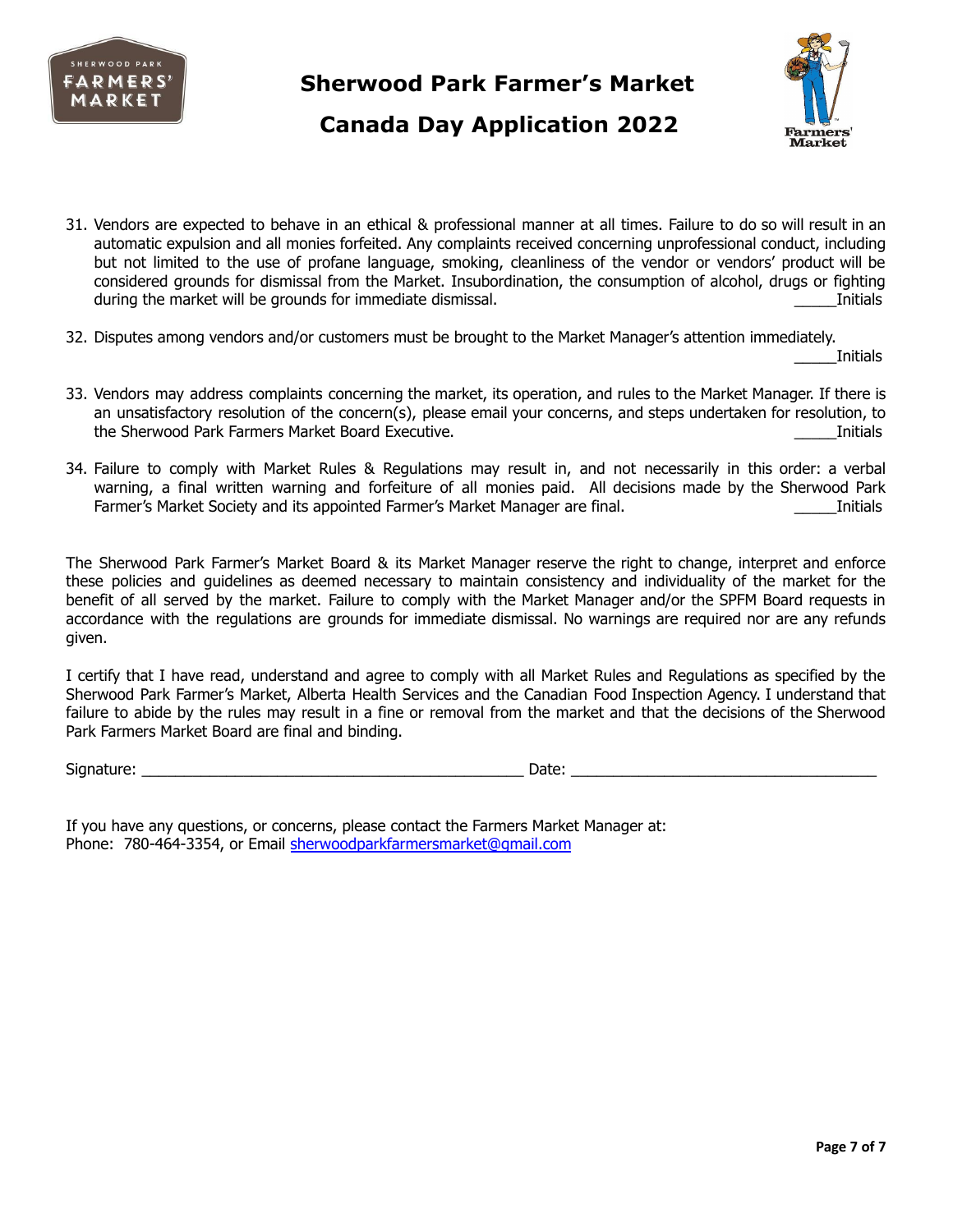# Sherwood Park Farmer's Market

# Canada Day Application 2022

31. Vendors are expected to behave in an ethical & professional manner at all times. Failure to do so will result in an automatic expulsion and all monies forfeited. Any complaints received concerning unprofessional conduct, including but not limited to the use of profane language, smoking, cleanliness of the vendor or vendors' product will be considered grounds for dismissal from the Market. Insubordination, the consumption of alcohol, drugs or fighting during the market will be grounds for immediate dismissal. _____Initials

32. Disputes among vendors and/or customers must be brought to the Market Manager's attention immediately. _____Initials

33. Vendors may address complaints concerning the market, its operation, and rules to the Market Manager. If there is an unsatisfactory resolution of the concern(s), please email your concerns, and steps undertaken for resolution, to the Sherwood Park Farmers Market Board Executive. _____Initials

34. Failure to comply with Market Rules & Regulations may result in, and not necessarily in this order: a verbal warning, a final written warning and forfeiture of all monies paid. All decisions made by the Sherwood Park Farmer's Market Society and its appointed Farmer's Market Manager are final. _____Initials

The Sherwood Park Farmer's Market Board & its Market Manager reserve the right to change, interpret and enforce these policies and guidelines as deemed necessary to maintain consistency and individuality of the market for the benefit of all served by the market. Failure to comply with the Market Manager and/or the SPFM Board requests in accordance with the regulations are grounds for immediate dismissal. No warnings are required nor are any refunds given.

I certify that I have read, understand and agree to comply with all Market Rules and Regulations as specified by the Sherwood Park Farmer's Market, Alberta Health Services and the Canadian Food Inspection Agency. I understand that failure to abide by the rules may result in a fine or removal from the market and that the decisions of the Sherwood Park Farmers Market Board are final and binding.

Signature: _____________________________________________ Date: ____________________________________

If you have any questions, or concerns, please contact the Farmers Market Manager at:
Phone: 780-464-3354, or Email sherwoodparkfarmersmarket@gmail.com